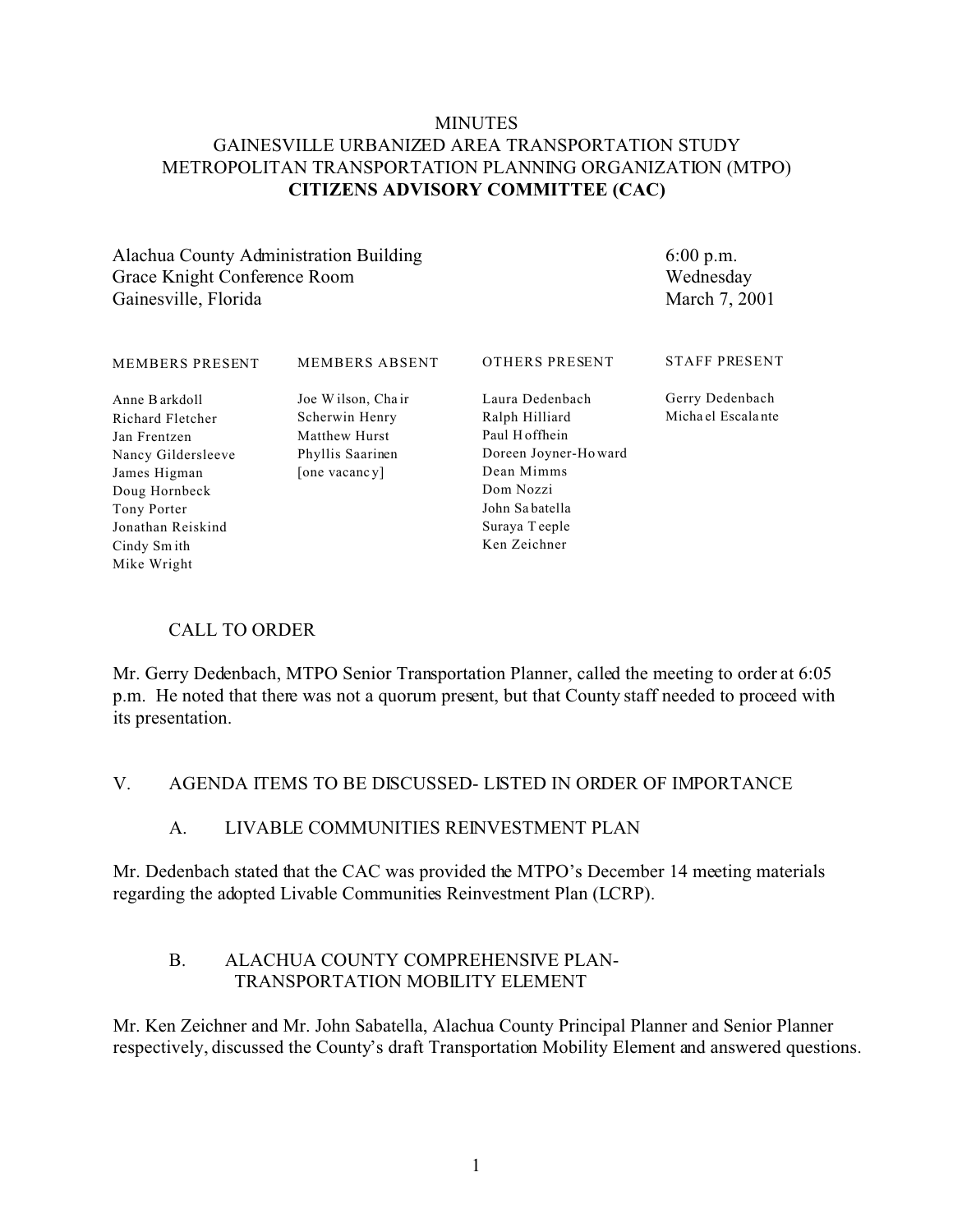# MINUTES
## GAINESVILLE URBANIZED AREA TRANSPORTATION STUDY
## METROPOLITAN TRANSPORTATION PLANNING ORGANIZATION (MTPO)
## **CITIZENS ADVISORY COMMITTEE (CAC)**

Alachua County Administration Building
Grace Knight Conference Room
Gainesville, Florida

6:00 p.m.
Wednesday
March 7, 2001

| MEMBERS PRESENT | MEMBERS ABSENT | OTHERS PRESENT | STAFF PRESENT |
|---|---|---|---|
| Anne Barkdoll | Joe Wilson, Chair | Laura Dedenbach | Gerry Dedenbach |
| Richard Fletcher | Scherwin Henry | Ralph Hilliard | Michael Escalante |
| Jan Frentzen | Matthew Hurst | Paul Hoffhein | |
| Nancy Gildersleeve | Phyllis Saarinen | Doreen Joyner-Howard | |
| James Higman | [one vacancy] | Dean Mimms | |
| Doug Hornbeck | | Dom Nozzi | |
| Tony Porter | | John Sabatella | |
| Jonathan Reiskind | | Suraya Teeple | |
| Cindy Smith | | Ken Zeichner | |
| Mike Wright | | | |

CALL TO ORDER

Mr. Gerry Dedenbach, MTPO Senior Transportation Planner, called the meeting to order at 6:05 p.m. He noted that there was not a quorum present, but that County staff needed to proceed with its presentation.

V. AGENDA ITEMS TO BE DISCUSSED- LISTED IN ORDER OF IMPORTANCE

A. LIVABLE COMMUNITIES REINVESTMENT PLAN

Mr. Dedenbach stated that the CAC was provided the MTPO's December 14 meeting materials regarding the adopted Livable Communities Reinvestment Plan (LCRP).

B. ALACHUA COUNTY COMPREHENSIVE PLAN- TRANSPORTATION MOBILITY ELEMENT

Mr. Ken Zeichner and Mr. John Sabatella, Alachua County Principal Planner and Senior Planner respectively, discussed the County's draft Transportation Mobility Element and answered questions.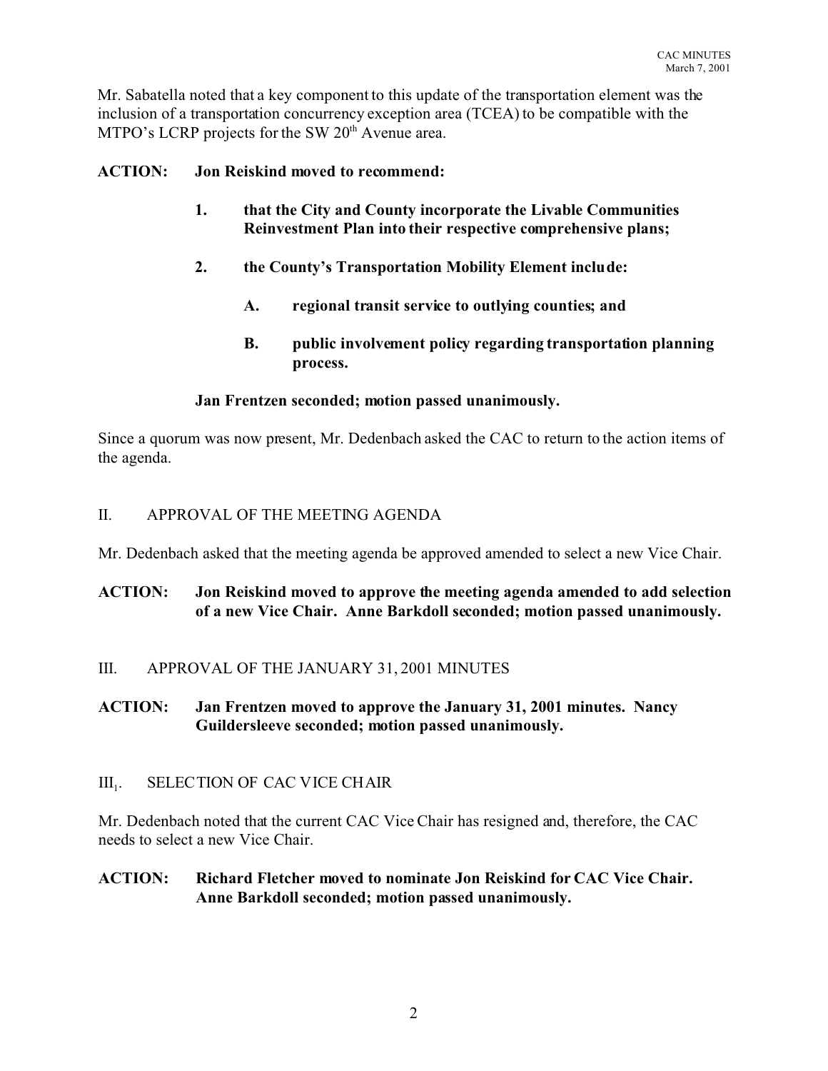Mr. Sabatella noted that a key component to this update of the transportation element was the inclusion of a transportation concurrency exception area (TCEA) to be compatible with the MTPO's LCRP projects for the SW 20th Avenue area.

**ACTION: Jon Reiskind moved to recommend:**

1. **that the City and County incorporate the Livable Communities Reinvestment Plan into their respective comprehensive plans;**

2. **the County's Transportation Mobility Element include:**

    A. **regional transit service to outlying counties; and**

    B. **public involvement policy regarding transportation planning process.**

**Jan Frentzen seconded; motion passed unanimously.**

Since a quorum was now present, Mr. Dedenbach asked the CAC to return to the action items of the agenda.

## II. APPROVAL OF THE MEETING AGENDA

Mr. Dedenbach asked that the meeting agenda be approved amended to select a new Vice Chair.

**ACTION: Jon Reiskind moved to approve the meeting agenda amended to add selection of a new Vice Chair. Anne Barkdoll seconded; motion passed unanimously.**

## III. APPROVAL OF THE JANUARY 31, 2001 MINUTES

**ACTION: Jan Frentzen moved to approve the January 31, 2001 minutes. Nancy Guildersleeve seconded; motion passed unanimously.**

## $III_1$. SELECTION OF CAC VICE CHAIR

Mr. Dedenbach noted that the current CAC Vice Chair has resigned and, therefore, the CAC needs to select a new Vice Chair.

**ACTION: Richard Fletcher moved to nominate Jon Reiskind for CAC Vice Chair. Anne Barkdoll seconded; motion passed unanimously.**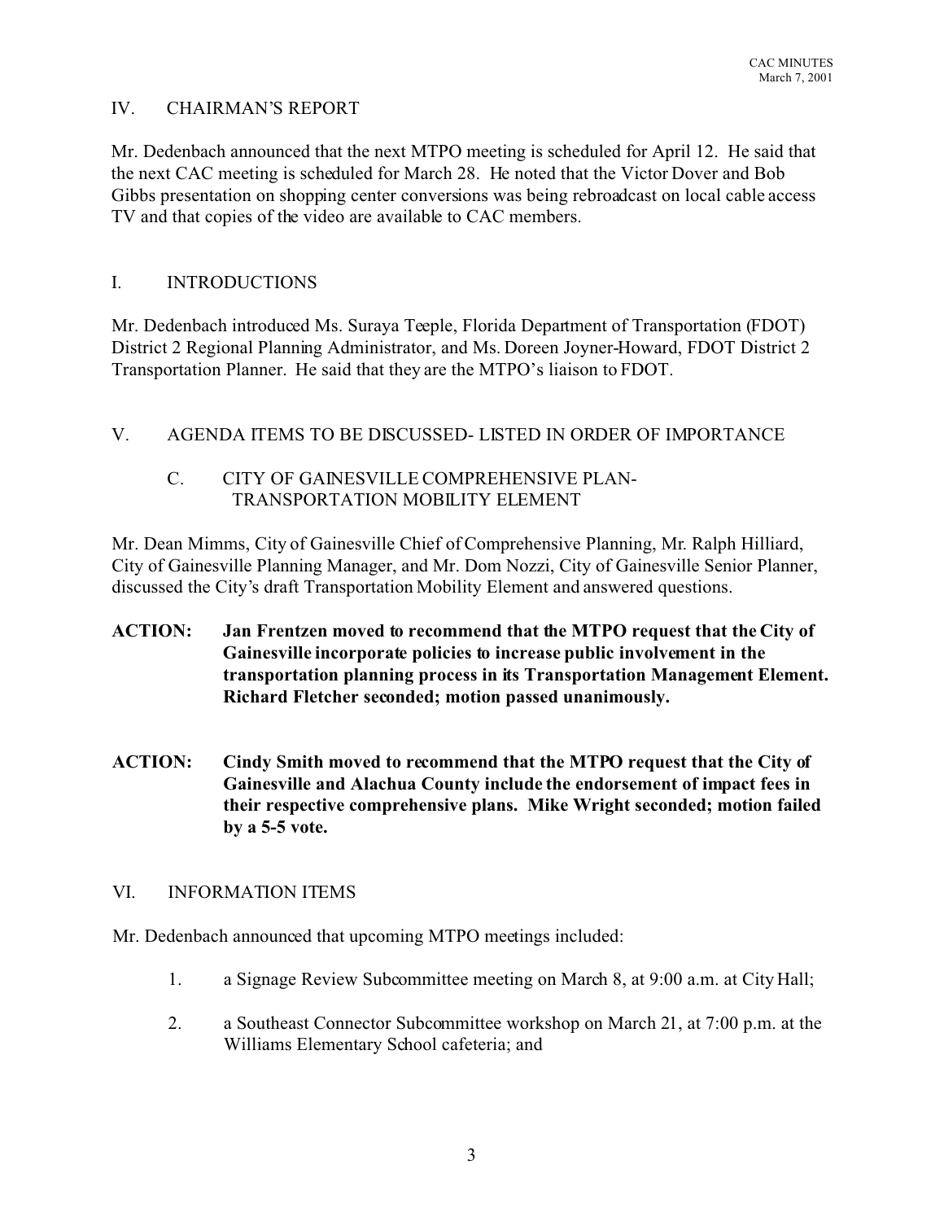## IV. CHAIRMAN'S REPORT

Mr. Dedenbach announced that the next MTPO meeting is scheduled for April 12. He said that the next CAC meeting is scheduled for March 28. He noted that the Victor Dover and Bob Gibbs presentation on shopping center conversions was being rebroadcast on local cable access TV and that copies of the video are available to CAC members.

## I. INTRODUCTIONS

Mr. Dedenbach introduced Ms. Suraya Teeple, Florida Department of Transportation (FDOT) District 2 Regional Planning Administrator, and Ms. Doreen Joyner-Howard, FDOT District 2 Transportation Planner. He said that they are the MTPO's liaison to FDOT.

## V. AGENDA ITEMS TO BE DISCUSSED- LISTED IN ORDER OF IMPORTANCE

### C. CITY OF GAINESVILLE COMPREHENSIVE PLAN- TRANSPORTATION MOBILITY ELEMENT

Mr. Dean Mimms, City of Gainesville Chief of Comprehensive Planning, Mr. Ralph Hilliard, City of Gainesville Planning Manager, and Mr. Dom Nozzi, City of Gainesville Senior Planner, discussed the City's draft Transportation Mobility Element and answered questions.

**ACTION: Jan Frentzen moved to recommend that the MTPO request that the City of Gainesville incorporate policies to increase public involvement in the transportation planning process in its Transportation Management Element. Richard Fletcher seconded; motion passed unanimously.**

**ACTION: Cindy Smith moved to recommend that the MTPO request that the City of Gainesville and Alachua County include the endorsement of impact fees in their respective comprehensive plans. Mike Wright seconded; motion failed by a 5-5 vote.**

## VI. INFORMATION ITEMS

Mr. Dedenbach announced that upcoming MTPO meetings included:

1. a Signage Review Subcommittee meeting on March 8, at 9:00 a.m. at City Hall;
2. a Southeast Connector Subcommittee workshop on March 21, at 7:00 p.m. at the Williams Elementary School cafeteria; and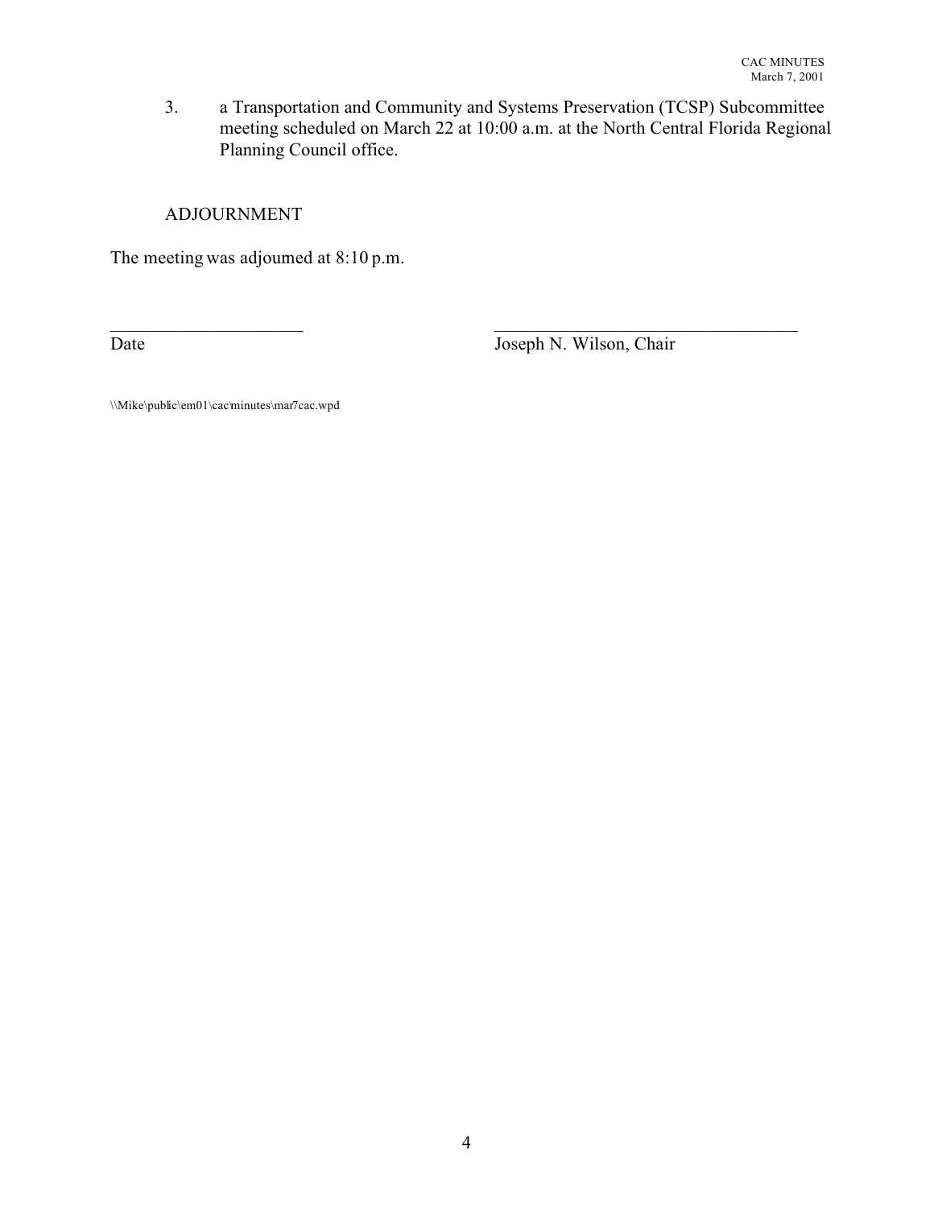3. a Transportation and Community and Systems Preservation (TCSP) Subcommittee meeting scheduled on March 22 at 10:00 a.m. at the North Central Florida Regional Planning Council office.

## ADJOURNMENT

The meeting was adjourned at 8:10 p.m.

______________________ ______________________________________

Date Joseph N. Wilson, Chair

\\Mike\public\em01\cac\minutes\mar7cac.wpd